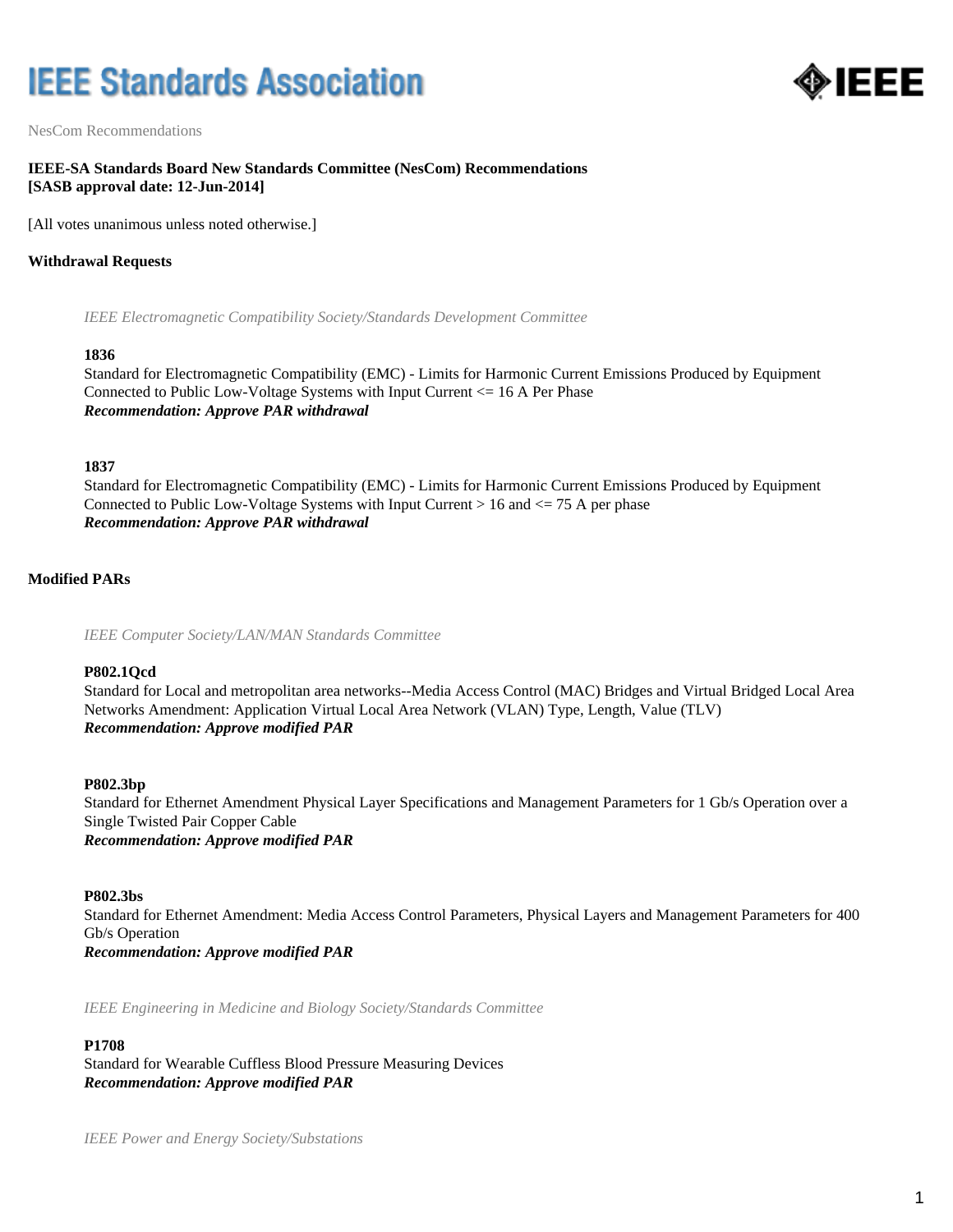# IEEE Standards Association

NesCom Recommendations

**IEEE-SA Standards Board New Standards Committee (NesCom) Recommendations**
**[SASB approval date: 12-Jun-2014]**

[All votes unanimous unless noted otherwise.]

## Withdrawal Requests

*IEEE Electromagnetic Compatibility Society/Standards Development Committee*

**1836**
Standard for Electromagnetic Compatibility (EMC) - Limits for Harmonic Current Emissions Produced by Equipment Connected to Public Low-Voltage Systems with Input Current <= 16 A Per Phase
***Recommendation: Approve PAR withdrawal***

**1837**
Standard for Electromagnetic Compatibility (EMC) - Limits for Harmonic Current Emissions Produced by Equipment Connected to Public Low-Voltage Systems with Input Current > 16 and <= 75 A per phase
***Recommendation: Approve PAR withdrawal***

## Modified PARs

*IEEE Computer Society/LAN/MAN Standards Committee*

**P802.1Qcd**
Standard for Local and metropolitan area networks--Media Access Control (MAC) Bridges and Virtual Bridged Local Area Networks Amendment: Application Virtual Local Area Network (VLAN) Type, Length, Value (TLV)
***Recommendation: Approve modified PAR***

**P802.3bp**
Standard for Ethernet Amendment Physical Layer Specifications and Management Parameters for 1 Gb/s Operation over a Single Twisted Pair Copper Cable
***Recommendation: Approve modified PAR***

**P802.3bs**
Standard for Ethernet Amendment: Media Access Control Parameters, Physical Layers and Management Parameters for 400 Gb/s Operation
***Recommendation: Approve modified PAR***

*IEEE Engineering in Medicine and Biology Society/Standards Committee*

**P1708**
Standard for Wearable Cuffless Blood Pressure Measuring Devices
***Recommendation: Approve modified PAR***

*IEEE Power and Energy Society/Substations*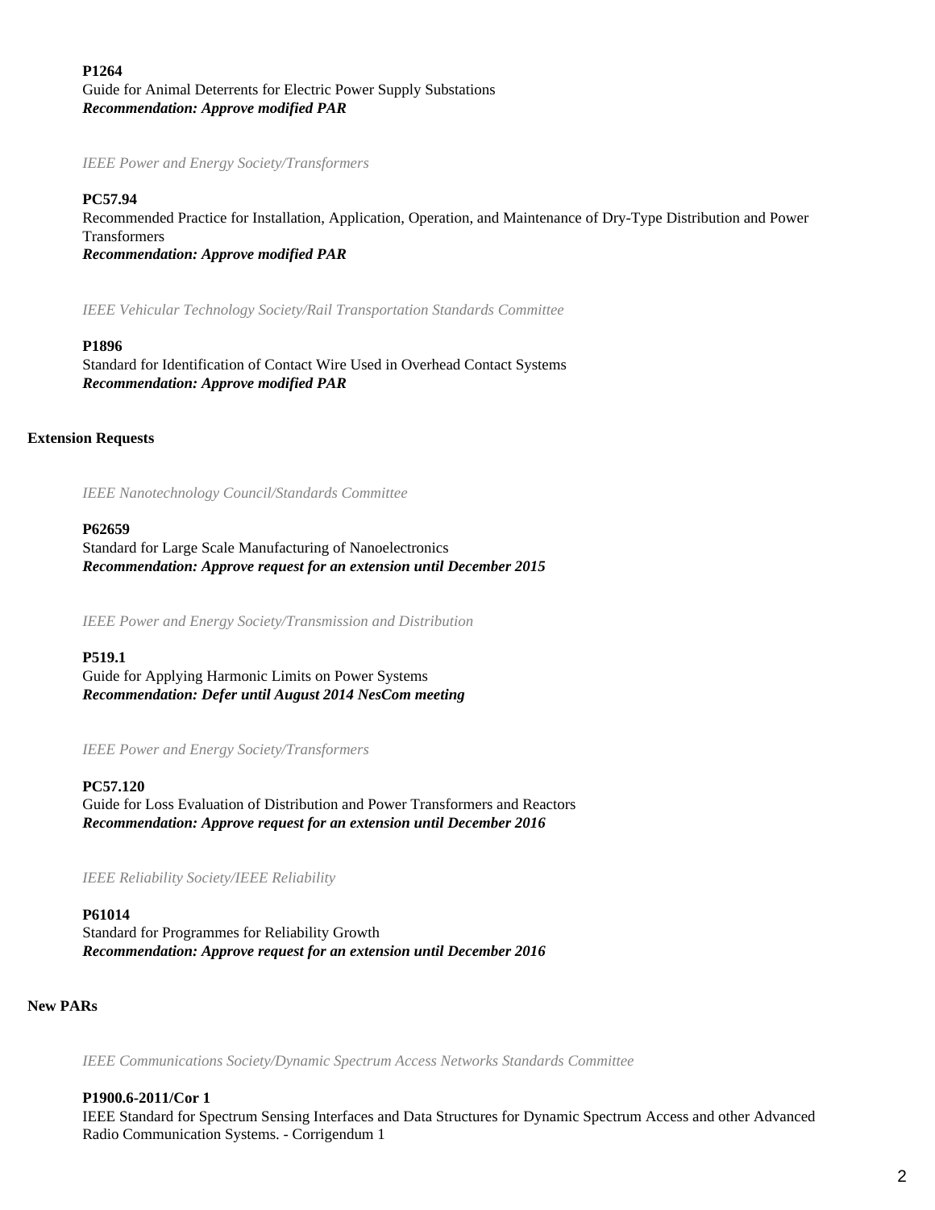**P1264**
Guide for Animal Deterrents for Electric Power Supply Substations
***Recommendation: Approve modified PAR***

*IEEE Power and Energy Society/Transformers*

**PC57.94**
Recommended Practice for Installation, Application, Operation, and Maintenance of Dry-Type Distribution and Power Transformers
***Recommendation: Approve modified PAR***

*IEEE Vehicular Technology Society/Rail Transportation Standards Committee*

**P1896**
Standard for Identification of Contact Wire Used in Overhead Contact Systems
***Recommendation: Approve modified PAR***

## Extension Requests

*IEEE Nanotechnology Council/Standards Committee*

**P62659**
Standard for Large Scale Manufacturing of Nanoelectronics
***Recommendation: Approve request for an extension until December 2015***

*IEEE Power and Energy Society/Transmission and Distribution*

**P519.1**
Guide for Applying Harmonic Limits on Power Systems
***Recommendation: Defer until August 2014 NesCom meeting***

*IEEE Power and Energy Society/Transformers*

**PC57.120**
Guide for Loss Evaluation of Distribution and Power Transformers and Reactors
***Recommendation: Approve request for an extension until December 2016***

*IEEE Reliability Society/IEEE Reliability*

**P61014**
Standard for Programmes for Reliability Growth
***Recommendation: Approve request for an extension until December 2016***

## New PARs

*IEEE Communications Society/Dynamic Spectrum Access Networks Standards Committee*

**P1900.6-2011/Cor 1**
IEEE Standard for Spectrum Sensing Interfaces and Data Structures for Dynamic Spectrum Access and other Advanced Radio Communication Systems. - Corrigendum 1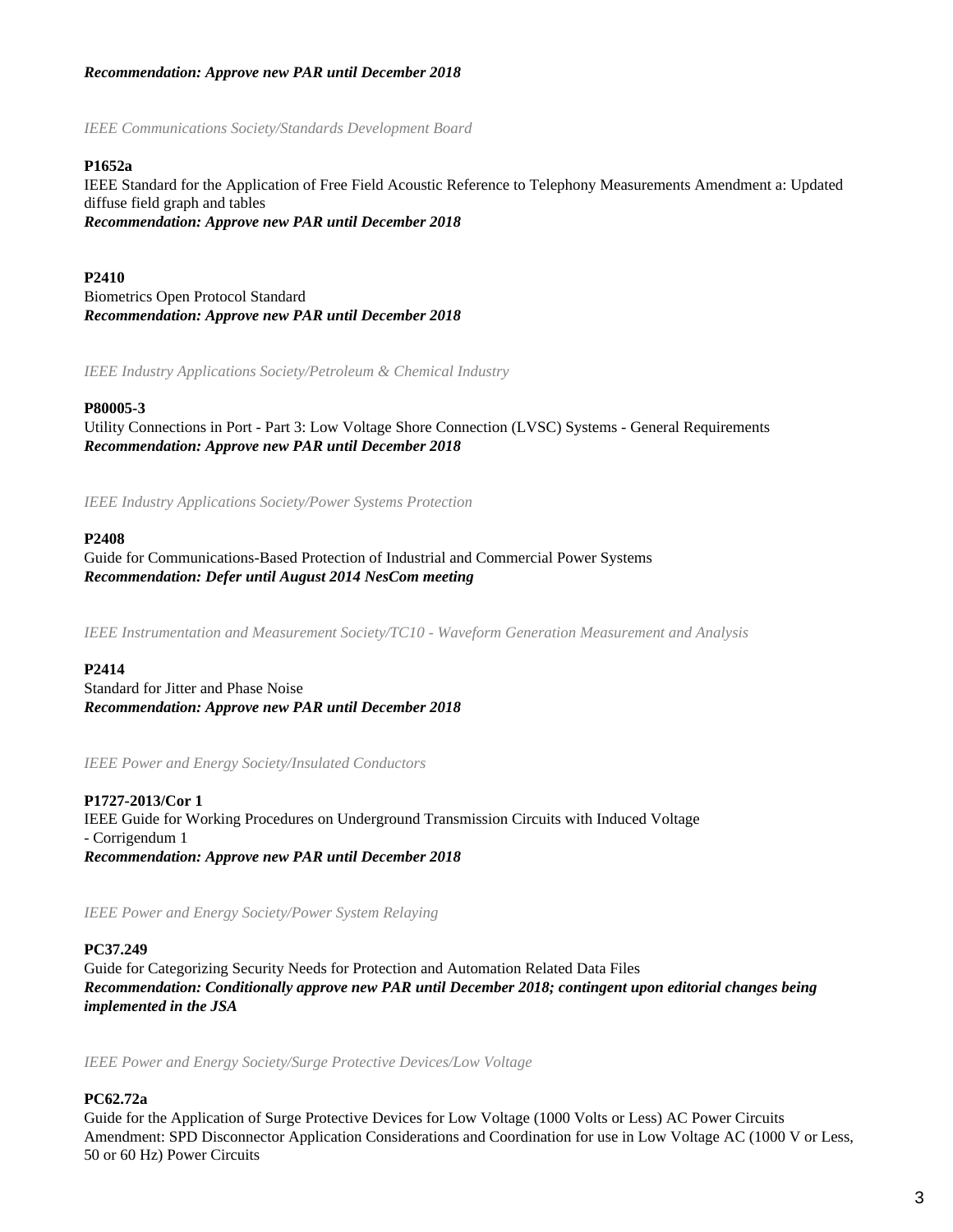***Recommendation: Approve new PAR until December 2018***

*IEEE Communications Society/Standards Development Board*

**P1652a**
IEEE Standard for the Application of Free Field Acoustic Reference to Telephony Measurements Amendment a: Updated diffuse field graph and tables
***Recommendation: Approve new PAR until December 2018***

**P2410**
Biometrics Open Protocol Standard
***Recommendation: Approve new PAR until December 2018***

*IEEE Industry Applications Society/Petroleum & Chemical Industry*

**P80005-3**
Utility Connections in Port - Part 3: Low Voltage Shore Connection (LVSC) Systems - General Requirements
***Recommendation: Approve new PAR until December 2018***

*IEEE Industry Applications Society/Power Systems Protection*

**P2408**
Guide for Communications-Based Protection of Industrial and Commercial Power Systems
***Recommendation: Defer until August 2014 NesCom meeting***

*IEEE Instrumentation and Measurement Society/TC10 - Waveform Generation Measurement and Analysis*

**P2414**
Standard for Jitter and Phase Noise
***Recommendation: Approve new PAR until December 2018***

*IEEE Power and Energy Society/Insulated Conductors*

**P1727-2013/Cor 1**
IEEE Guide for Working Procedures on Underground Transmission Circuits with Induced Voltage - Corrigendum 1
***Recommendation: Approve new PAR until December 2018***

*IEEE Power and Energy Society/Power System Relaying*

**PC37.249**
Guide for Categorizing Security Needs for Protection and Automation Related Data Files
***Recommendation: Conditionally approve new PAR until December 2018; contingent upon editorial changes being implemented in the JSA***

*IEEE Power and Energy Society/Surge Protective Devices/Low Voltage*

**PC62.72a**
Guide for the Application of Surge Protective Devices for Low Voltage (1000 Volts or Less) AC Power Circuits Amendment: SPD Disconnector Application Considerations and Coordination for use in Low Voltage AC (1000 V or Less, 50 or 60 Hz) Power Circuits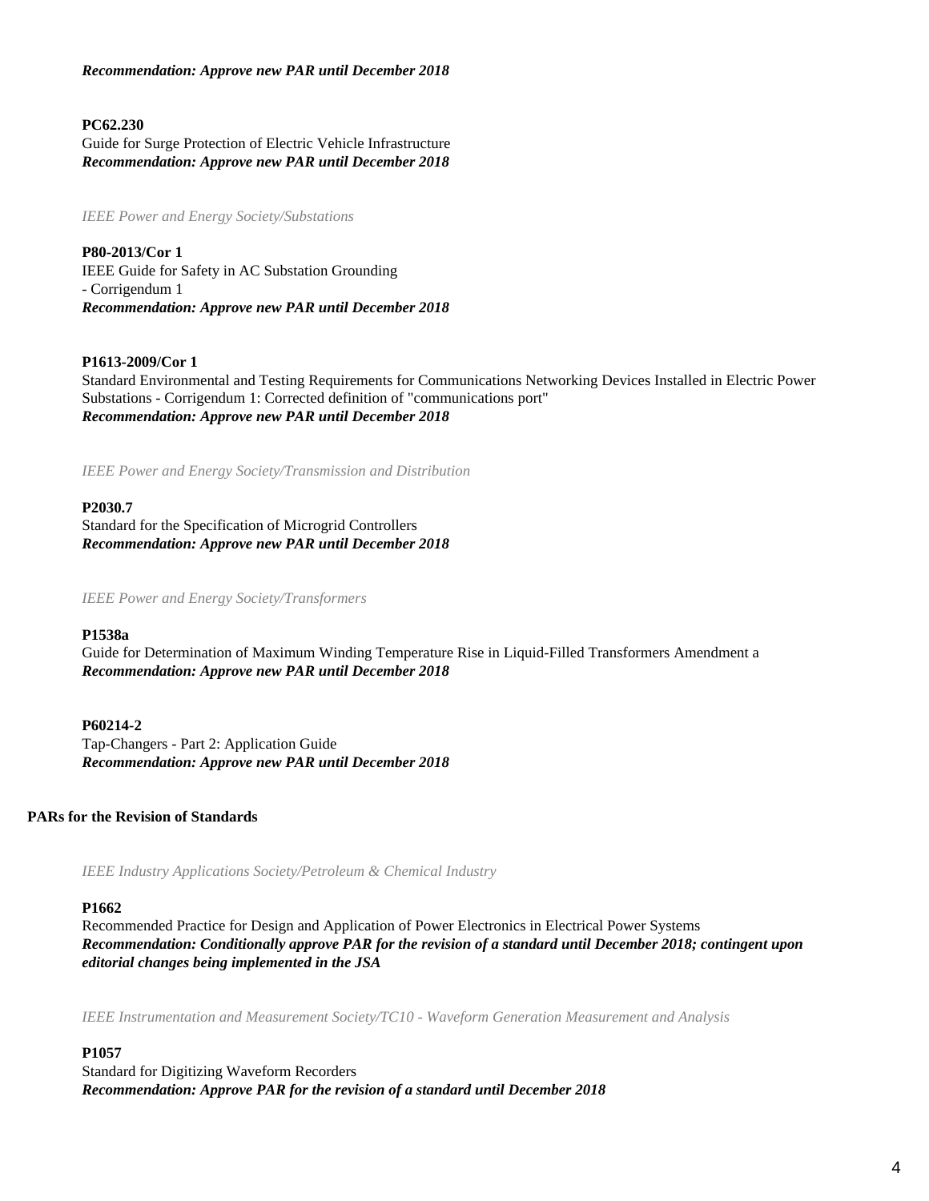***Recommendation: Approve new PAR until December 2018***

**PC62.230**
Guide for Surge Protection of Electric Vehicle Infrastructure
***Recommendation: Approve new PAR until December 2018***

*IEEE Power and Energy Society/Substations*

**P80-2013/Cor 1**
IEEE Guide for Safety in AC Substation Grounding
- Corrigendum 1
***Recommendation: Approve new PAR until December 2018***

**P1613-2009/Cor 1**
Standard Environmental and Testing Requirements for Communications Networking Devices Installed in Electric Power Substations - Corrigendum 1: Corrected definition of "communications port"
***Recommendation: Approve new PAR until December 2018***

*IEEE Power and Energy Society/Transmission and Distribution*

**P2030.7**
Standard for the Specification of Microgrid Controllers
***Recommendation: Approve new PAR until December 2018***

*IEEE Power and Energy Society/Transformers*

**P1538a**
Guide for Determination of Maximum Winding Temperature Rise in Liquid-Filled Transformers Amendment a
***Recommendation: Approve new PAR until December 2018***

**P60214-2**
Tap-Changers - Part 2: Application Guide
***Recommendation: Approve new PAR until December 2018***

## PARs for the Revision of Standards

*IEEE Industry Applications Society/Petroleum & Chemical Industry*

**P1662**
Recommended Practice for Design and Application of Power Electronics in Electrical Power Systems
***Recommendation: Conditionally approve PAR for the revision of a standard until December 2018; contingent upon editorial changes being implemented in the JSA***

*IEEE Instrumentation and Measurement Society/TC10 - Waveform Generation Measurement and Analysis*

**P1057**
Standard for Digitizing Waveform Recorders
***Recommendation: Approve PAR for the revision of a standard until December 2018***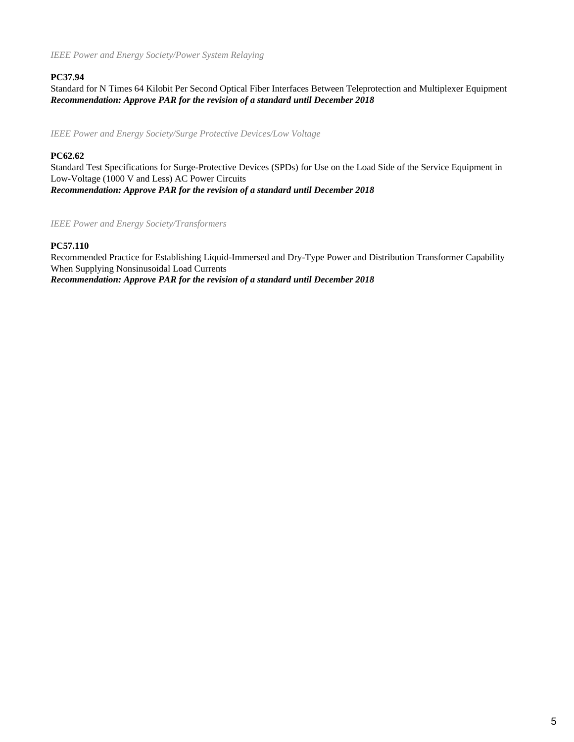*IEEE Power and Energy Society/Power System Relaying*

**PC37.94**
Standard for N Times 64 Kilobit Per Second Optical Fiber Interfaces Between Teleprotection and Multiplexer Equipment
***Recommendation: Approve PAR for the revision of a standard until December 2018***

*IEEE Power and Energy Society/Surge Protective Devices/Low Voltage*

**PC62.62**
Standard Test Specifications for Surge-Protective Devices (SPDs) for Use on the Load Side of the Service Equipment in Low-Voltage (1000 V and Less) AC Power Circuits
***Recommendation: Approve PAR for the revision of a standard until December 2018***

*IEEE Power and Energy Society/Transformers*

**PC57.110**
Recommended Practice for Establishing Liquid-Immersed and Dry-Type Power and Distribution Transformer Capability When Supplying Nonsinusoidal Load Currents
***Recommendation: Approve PAR for the revision of a standard until December 2018***